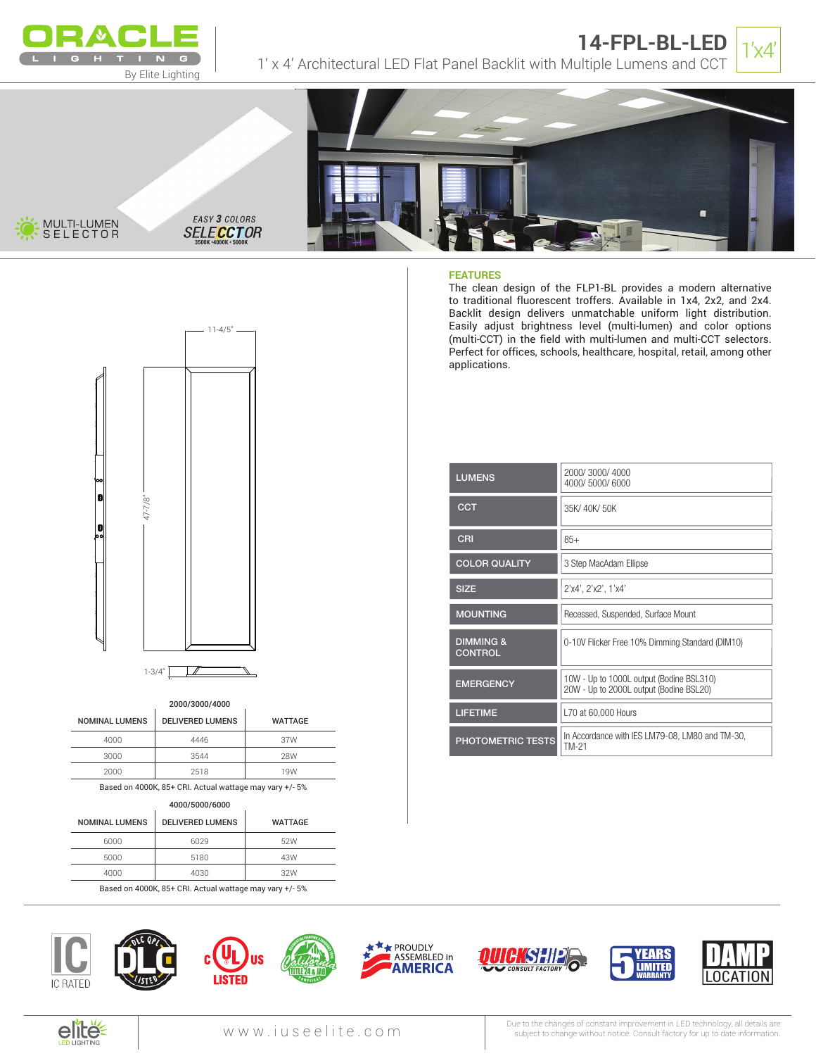# 14-FPL-BL-LED

1'x4'

1' x 4' Architectural LED Flat Panel Backlit with Multiple Lumens and CCT

MULTI-LUMEN SELECTOR

EASY 3 COLORS SELECCTOR 3500K • 4000K • 5000K

## FEATURES

The clean design of the FLP1-BL provides a modern alternative to traditional fluorescent troffers. Available in 1x4, 2x2, and 2x4. Backlit design delivers unmatchable uniform light distribution. Easily adjust brightness level (multi-lumen) and color options (multi-CCT) in the field with multi-lumen and multi-CCT selectors. Perfect for offices, schools, healthcare, hospital, retail, among other applications.

11-4/5"

47-7/8"

1-3/4"

| | |
|---|---|
| LUMENS | 2000/ 3000/ 4000<br>4000/ 5000/ 6000 |
| CCT | 35K/ 40K/ 50K |
| CRI | 85+ |
| COLOR QUALITY | 3 Step MacAdam Ellipse |
| SIZE | 2'x4', 2'x2', 1'x4' |
| MOUNTING | Recessed, Suspended, Surface Mount |
| DIMMING & CONTROL | 0-10V Flicker Free 10% Dimming Standard (DIM10) |
| EMERGENCY | 10W - Up to 1000L output (Bodine BSL310)<br>20W - Up to 2000L output (Bodine BSL20) |
| LIFETIME | L70 at 60,000 Hours |
| PHOTOMETRIC TESTS | In Accordance with IES LM79-08, LM80 and TM-30, TM-21 |

**2000/3000/4000**

| NOMINAL LUMENS | DELIVERED LUMENS | WATTAGE |
|---|---|---|
| 4000 | 4446 | 37W |
| 3000 | 3544 | 28W |
| 2000 | 2518 | 19W |

Based on 4000K, 85+ CRI. Actual wattage may vary +/- 5%

**4000/5000/6000**

| NOMINAL LUMENS | DELIVERED LUMENS | WATTAGE |
|---|---|---|
| 6000 | 6029 | 52W |
| 5000 | 5180 | 43W |
| 4000 | 4030 | 32W |

Based on 4000K, 85+ CRI. Actual wattage may vary +/- 5%

IC RATED | DLC QPL LISTED | cULus LISTED | California Title 24 & JA8 Compliant | PROUDLY ASSEMBLED in AMERICA | QUICKSHIP CONSULT FACTORY | 5 YEARS LIMITED WARRANTY | DAMP LOCATION

www.iuseelite.com

Due to the changes of constant improvement in LED technology, all details are subject to change without notice. Consult factory for up to date information.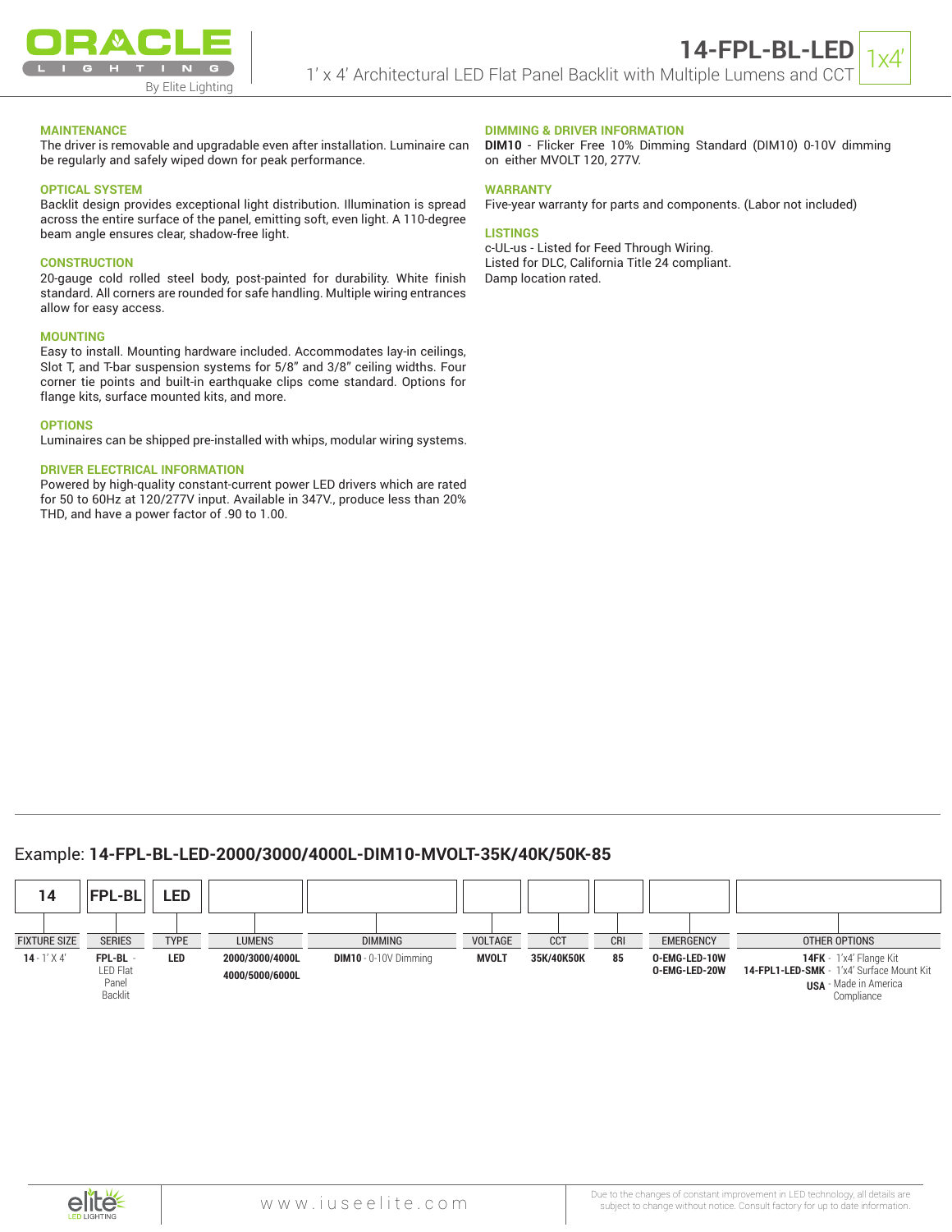# 14-FPL-BL-LED

1' x 4' Architectural LED Flat Panel Backlit with Multiple Lumens and CCT

1x4'

### MAINTENANCE
The driver is removable and upgradable even after installation. Luminaire can be regularly and safely wiped down for peak performance.

### OPTICAL SYSTEM
Backlit design provides exceptional light distribution. Illumination is spread across the entire surface of the panel, emitting soft, even light. A 110-degree beam angle ensures clear, shadow-free light.

### CONSTRUCTION
20-gauge cold rolled steel body, post-painted for durability. White finish standard. All corners are rounded for safe handling. Multiple wiring entrances allow for easy access.

### MOUNTING
Easy to install. Mounting hardware included. Accommodates lay-in ceilings, Slot T, and T-bar suspension systems for 5/8" and 3/8" ceiling widths. Four corner tie points and built-in earthquake clips come standard. Options for flange kits, surface mounted kits, and more.

### OPTIONS
Luminaires can be shipped pre-installed with whips, modular wiring systems.

### DRIVER ELECTRICAL INFORMATION
Powered by high-quality constant-current power LED drivers which are rated for 50 to 60Hz at 120/277V input. Available in 347V., produce less than 20% THD, and have a power factor of .90 to 1.00.

### DIMMING & DRIVER INFORMATION
**DIM10** - Flicker Free 10% Dimming Standard (DIM10) 0-10V dimming on either MVOLT 120, 277V.

### WARRANTY
Five-year warranty for parts and components. (Labor not included)

### LISTINGS
c-UL-us - Listed for Feed Through Wiring.
Listed for DLC, California Title 24 compliant.
Damp location rated.

Example: **14-FPL-BL-LED-2000/3000/4000L-DIM10-MVOLT-35K/40K/50K-85**

| 14 | FPL-BL | LED | | | | | | | |
|---|---|---|---|---|---|---|---|---|---|
| FIXTURE SIZE | SERIES | TYPE | LUMENS | DIMMING | VOLTAGE | CCT | CRI | EMERGENCY | OTHER OPTIONS |
| **14** - 1' X 4' | **FPL-BL** - LED Flat Panel Backlit | **LED** | **2000/3000/4000L**<br>**4000/5000/6000L** | **DIM10** - 0-10V Dimming | **MVOLT** | **35K/40K50K** | **85** | **O-EMG-LED-10W**<br>**O-EMG-LED-20W** | **14FK** - 1'x4' Flange Kit<br>**14-FPL1-LED-SMK** - 1'x4' Surface Mount Kit<br>**USA** - Made in America Compliance |

www.iuseelite.com

Due to the changes of constant improvement in LED technology, all details are subject to change without notice. Consult factory for up to date information.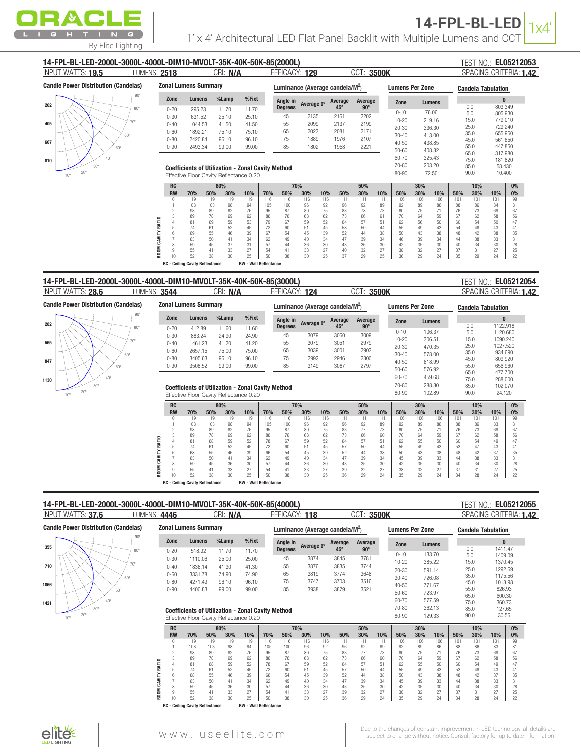# 14-FPL-BL-LED

1' x 4' Architectural LED Flat Panel Backlit with Multiple Lumens and CCT

1x4'

## 14-FPL-BL-LED-2000L-3000L-4000L-DIM10-MVOLT-35K-40K-50K-85(2000L)

TEST NO.: **EL05212053**

INPUT WATTS: **19.5** LUMENS: **2518** CRI: **N/A** EFFICACY: **129** CCT: **3500K** SPACING CRITERIA: **1.42**

**Candle Power Distribution (Candelas)**

202, 405, 607, 810

**Zonal Lumens Summary**

| Zone | Lumens | %Lamp | %Fixt |
|---|---|---|---|
| 0-20 | 295.23 | 11.70 | 11.70 |
| 0-30 | 631.52 | 25.10 | 25.10 |
| 0-40 | 1044.53 | 41.50 | 41.50 |
| 0-60 | 1892.21 | 75.10 | 75.10 |
| 0-80 | 2420.84 | 96.10 | 96.10 |
| 0-90 | 2493.34 | 99.00 | 99.00 |

**Luminance (Average candela/M²)**

| Angle in Degrees | Average 0° | Average 45° | Average 90° |
|---|---|---|---|
| 45 | 2135 | 2161 | 2202 |
| 55 | 2099 | 2137 | 2199 |
| 65 | 2023 | 2081 | 2171 |
| 75 | 1889 | 1976 | 2107 |
| 85 | 1802 | 1958 | 2221 |

**Lumens Per Zone**

| Zone | Lumens |
|---|---|
| 0-10 | 76.06 |
| 10-20 | 219.16 |
| 20-30 | 336.30 |
| 30-40 | 413.00 |
| 40-50 | 438.85 |
| 50-60 | 408.82 |
| 60-70 | 325.43 |
| 70-80 | 203.20 |
| 80-90 | 72.50 |

**Candela Tabulation**

| | 0 |
|---|---|
| 0.0 | 803.349 |
| 5.0 | 805.930 |
| 15.0 | 779.010 |
| 25.0 | 729.240 |
| 35.0 | 655.950 |
| 45.0 | 561.650 |
| 55.0 | 447.850 |
| 65.0 | 317.980 |
| 75.0 | 181.820 |
| 85.0 | 58.430 |
| 90.0 | 10.400 |

**Coefficients of Utilization - Zonal Cavity Method**

Effective Floor Cavity Reflectance 0.20

| RC | 80% | | | | 70% | | | | 50% | | | 30% | | | 10% | | | 0% |
|---|---|---|---|---|---|---|---|---|---|---|---|---|---|---|---|---|---|---|
| RW | 70% | 50% | 30% | 10% | 70% | 50% | 30% | 10% | 50% | 30% | 10% | 50% | 30% | 10% | 50% | 30% | 10% | 0% |
| 0 | 119 | 119 | 119 | 119 | 116 | 116 | 116 | 116 | 111 | 111 | 111 | 106 | 106 | 106 | 101 | 101 | 101 | 99 |
| 1 | 108 | 103 | 98 | 94 | 105 | 100 | 96 | 92 | 96 | 92 | 89 | 92 | 89 | 86 | 88 | 86 | 84 | 81 |
| 2 | 98 | 89 | 82 | 76 | 95 | 87 | 80 | 75 | 83 | 78 | 73 | 80 | 75 | 71 | 76 | 73 | 69 | 67 |
| 3 | 89 | 78 | 69 | 62 | 86 | 76 | 68 | 62 | 73 | 66 | 61 | 70 | 64 | 59 | 67 | 62 | 58 | 56 |
| 4 | 81 | 69 | 59 | 53 | 79 | 67 | 59 | 52 | 64 | 57 | 51 | 62 | 56 | 50 | 60 | 54 | 50 | 47 |
| 5 | 74 | 61 | 52 | 45 | 72 | 60 | 51 | 45 | 58 | 50 | 44 | 55 | 49 | 43 | 54 | 48 | 43 | 41 |
| 6 | 69 | 55 | 46 | 39 | 67 | 54 | 45 | 39 | 52 | 44 | 38 | 50 | 43 | 38 | 48 | 42 | 38 | 35 |
| 7 | 63 | 50 | 41 | 34 | 62 | 49 | 40 | 34 | 47 | 39 | 34 | 46 | 39 | 34 | 44 | 38 | 33 | 31 |
| 8 | 59 | 45 | 37 | 31 | 57 | 44 | 36 | 30 | 43 | 36 | 30 | 42 | 35 | 30 | 40 | 34 | 30 | 28 |
| 9 | 55 | 41 | 33 | 27 | 54 | 41 | 33 | 27 | 40 | 32 | 27 | 38 | 32 | 27 | 37 | 31 | 27 | 25 |
| 10 | 52 | 38 | 30 | 25 | 50 | 38 | 30 | 25 | 37 | 29 | 25 | 36 | 29 | 24 | 35 | 29 | 24 | 22 |

ROOM CAVITY RATIO

RC - Ceiling Cavity Reflectance  RW - Wall Reflectance

## 14-FPL-BL-LED-2000L-3000L-4000L-DIM10-MVOLT-35K-40K-50K-85(3000L)

TEST NO.: **EL05212054**

INPUT WATTS: **28.6** LUMENS: **3544** CRI: **N/A** EFFICACY: **124** CCT: **3500K** SPACING CRITERIA: **1.42**

**Candle Power Distribution (Candelas)**

282, 565, 847, 1130

**Zonal Lumens Summary**

| Zone | Lumens | %Lamp | %Fixt |
|---|---|---|---|
| 0-20 | 412.89 | 11.60 | 11.60 |
| 0-30 | 883.24 | 24.90 | 24.90 |
| 0-40 | 1461.23 | 41.20 | 41.20 |
| 0-60 | 2657.15 | 75.00 | 75.00 |
| 0-80 | 3405.63 | 96.10 | 96.10 |
| 0-90 | 3508.52 | 99.00 | 99.00 |

**Luminance (Average candela/M²)**

| Angle in Degrees | Average 0° | Average 45° | Average 90° |
|---|---|---|---|
| 45 | 3079 | 3060 | 3009 |
| 55 | 3079 | 3051 | 2979 |
| 65 | 3039 | 3001 | 2903 |
| 75 | 2992 | 2946 | 2800 |
| 85 | 3149 | 3087 | 2797 |

**Lumens Per Zone**

| Zone | Lumens |
|---|---|
| 0-10 | 106.37 |
| 10-20 | 306.51 |
| 20-30 | 470.35 |
| 30-40 | 578.00 |
| 40-50 | 618.99 |
| 50-60 | 576.92 |
| 60-70 | 459.68 |
| 70-80 | 288.80 |
| 80-90 | 102.89 |

**Candela Tabulation**

| | 0 |
|---|---|
| 0.0 | 1122.918 |
| 5.0 | 1120.680 |
| 15.0 | 1090.240 |
| 25.0 | 1027.520 |
| 35.0 | 934.690 |
| 45.0 | 809.920 |
| 55.0 | 656.960 |
| 65.0 | 477.700 |
| 75.0 | 288.000 |
| 85.0 | 102.070 |
| 90.0 | 24.120 |

**Coefficients of Utilization - Zonal Cavity Method**

Effective Floor Cavity Reflectance 0.20

| RC | 80% | | | | 70% | | | | 50% | | | 30% | | | 10% | | | 0% |
|---|---|---|---|---|---|---|---|---|---|---|---|---|---|---|---|---|---|---|
| RW | 70% | 50% | 30% | 10% | 70% | 50% | 30% | 10% | 50% | 30% | 10% | 50% | 30% | 10% | 50% | 30% | 10% | 0% |
| 0 | 119 | 119 | 119 | 119 | 116 | 116 | 116 | 116 | 111 | 111 | 111 | 106 | 106 | 106 | 101 | 101 | 101 | 99 |
| 1 | 108 | 103 | 98 | 94 | 105 | 100 | 96 | 92 | 96 | 92 | 89 | 92 | 89 | 86 | 88 | 86 | 83 | 81 |
| 2 | 98 | 89 | 82 | 76 | 95 | 87 | 80 | 75 | 83 | 77 | 73 | 80 | 75 | 71 | 76 | 73 | 69 | 67 |
| 3 | 89 | 78 | 69 | 62 | 86 | 76 | 68 | 62 | 73 | 66 | 60 | 70 | 64 | 59 | 67 | 62 | 58 | 56 |
| 4 | 81 | 68 | 59 | 52 | 78 | 67 | 59 | 52 | 64 | 57 | 51 | 62 | 55 | 50 | 60 | 54 | 49 | 47 |
| 5 | 74 | 61 | 52 | 45 | 72 | 60 | 51 | 45 | 57 | 50 | 44 | 55 | 49 | 43 | 53 | 47 | 43 | 41 |
| 6 | 68 | 55 | 46 | 39 | 66 | 54 | 45 | 39 | 52 | 44 | 38 | 50 | 43 | 38 | 48 | 42 | 37 | 35 |
| 7 | 63 | 50 | 41 | 34 | 62 | 49 | 40 | 34 | 47 | 39 | 34 | 45 | 39 | 33 | 44 | 38 | 33 | 31 |
| 8 | 59 | 45 | 36 | 30 | 57 | 44 | 36 | 30 | 43 | 35 | 30 | 42 | 35 | 30 | 40 | 34 | 30 | 28 |
| 9 | 55 | 41 | 33 | 27 | 54 | 41 | 33 | 27 | 39 | 32 | 27 | 38 | 32 | 27 | 37 | 31 | 27 | 25 |
| 10 | 52 | 38 | 30 | 25 | 50 | 38 | 30 | 25 | 36 | 29 | 24 | 35 | 29 | 24 | 34 | 28 | 24 | 22 |

ROOM CAVITY RATIO

RC - Ceiling Cavity Reflectance  RW - Wall Reflectance

## 14-FPL-BL-LED-2000L-3000L-4000L-DIM10-MVOLT-35K-40K-50K-85(4000L)

TEST NO.: **EL05212055**

INPUT WATTS: **37.6** LUMENS: **4446** CRI: **N/A** EFFICACY: **118** CCT: **3500K** SPACING CRITERIA: **1.42**

**Candle Power Distribution (Candelas)**

355, 710, 1066, 1421

**Zonal Lumens Summary**

| Zone | Lumens | %Lamp | %Fixt |
|---|---|---|---|
| 0-20 | 518.92 | 11.70 | 11.70 |
| 0-30 | 1110.06 | 25.00 | 25.00 |
| 0-40 | 1836.14 | 41.30 | 41.30 |
| 0-60 | 3331.78 | 74.90 | 74.90 |
| 0-80 | 4271.49 | 96.10 | 96.10 |
| 0-90 | 4400.83 | 99.00 | 99.00 |

**Luminance (Average candela/M²)**

| Angle in Degrees | Average 0° | Average 45° | Average 90° |
|---|---|---|---|
| 45 | 3874 | 3845 | 3781 |
| 55 | 3876 | 3835 | 3744 |
| 65 | 3819 | 3774 | 3648 |
| 75 | 3747 | 3703 | 3516 |
| 85 | 3938 | 3879 | 3521 |

**Lumens Per Zone**

| Zone | Lumens |
|---|---|
| 0-10 | 133.70 |
| 10-20 | 385.22 |
| 20-30 | 591.14 |
| 30-40 | 726.08 |
| 40-50 | 771.67 |
| 50-60 | 723.97 |
| 60-70 | 577.59 |
| 70-80 | 362.13 |
| 80-90 | 129.33 |

**Candela Tabulation**

| | 0 |
|---|---|
| 0.0 | 1411.47 |
| 5.0 | 1409.09 |
| 15.0 | 1370.45 |
| 25.0 | 1292.69 |
| 35.0 | 1175.56 |
| 45.0 | 1018.98 |
| 55.0 | 826.93 |
| 65.0 | 600.30 |
| 75.0 | 360.73 |
| 85.0 | 127.65 |
| 90.0 | 30.56 |

**Coefficients of Utilization - Zonal Cavity Method**

Effective Floor Cavity Reflectance 0.20

| RC | 80% | | | | 70% | | | | 50% | | | 30% | | | 10% | | | 0% |
|---|---|---|---|---|---|---|---|---|---|---|---|---|---|---|---|---|---|---|
| RW | 70% | 50% | 30% | 10% | 70% | 50% | 30% | 10% | 50% | 30% | 10% | 50% | 30% | 10% | 50% | 30% | 10% | 0% |
| 0 | 119 | 119 | 119 | 119 | 116 | 116 | 116 | 116 | 111 | 111 | 111 | 106 | 106 | 106 | 101 | 101 | 101 | 99 |
| 1 | 108 | 103 | 98 | 94 | 105 | 100 | 96 | 92 | 96 | 92 | 89 | 92 | 89 | 86 | 88 | 86 | 83 | 81 |
| 2 | 98 | 89 | 82 | 76 | 95 | 87 | 80 | 75 | 83 | 77 | 73 | 80 | 75 | 71 | 76 | 73 | 69 | 67 |
| 3 | 89 | 78 | 69 | 62 | 86 | 76 | 68 | 62 | 73 | 66 | 60 | 70 | 64 | 59 | 67 | 62 | 58 | 56 |
| 4 | 81 | 68 | 59 | 52 | 78 | 67 | 59 | 52 | 64 | 57 | 51 | 62 | 55 | 50 | 60 | 54 | 49 | 47 |
| 5 | 74 | 61 | 52 | 45 | 72 | 60 | 51 | 45 | 57 | 50 | 44 | 55 | 49 | 43 | 53 | 48 | 43 | 41 |
| 6 | 68 | 55 | 46 | 39 | 66 | 54 | 45 | 39 | 52 | 44 | 38 | 50 | 43 | 38 | 48 | 42 | 37 | 35 |
| 7 | 63 | 50 | 41 | 34 | 62 | 49 | 40 | 34 | 47 | 39 | 34 | 45 | 39 | 33 | 44 | 38 | 33 | 31 |
| 8 | 59 | 45 | 36 | 30 | 57 | 44 | 36 | 30 | 43 | 35 | 30 | 42 | 35 | 30 | 40 | 34 | 30 | 28 |
| 9 | 55 | 41 | 33 | 27 | 54 | 41 | 33 | 27 | 39 | 32 | 27 | 38 | 32 | 27 | 37 | 31 | 27 | 25 |
| 10 | 52 | 38 | 30 | 25 | 50 | 38 | 30 | 25 | 36 | 29 | 24 | 35 | 29 | 24 | 34 | 28 | 24 | 22 |

ROOM CAVITY RATIO

RC - Ceiling Cavity Reflectance  RW - Wall Reflectance

www.iuseelite.com

Due to the changes of constant improvement in LED technology, all details are subject to change without notice. Consult factory for up to date information.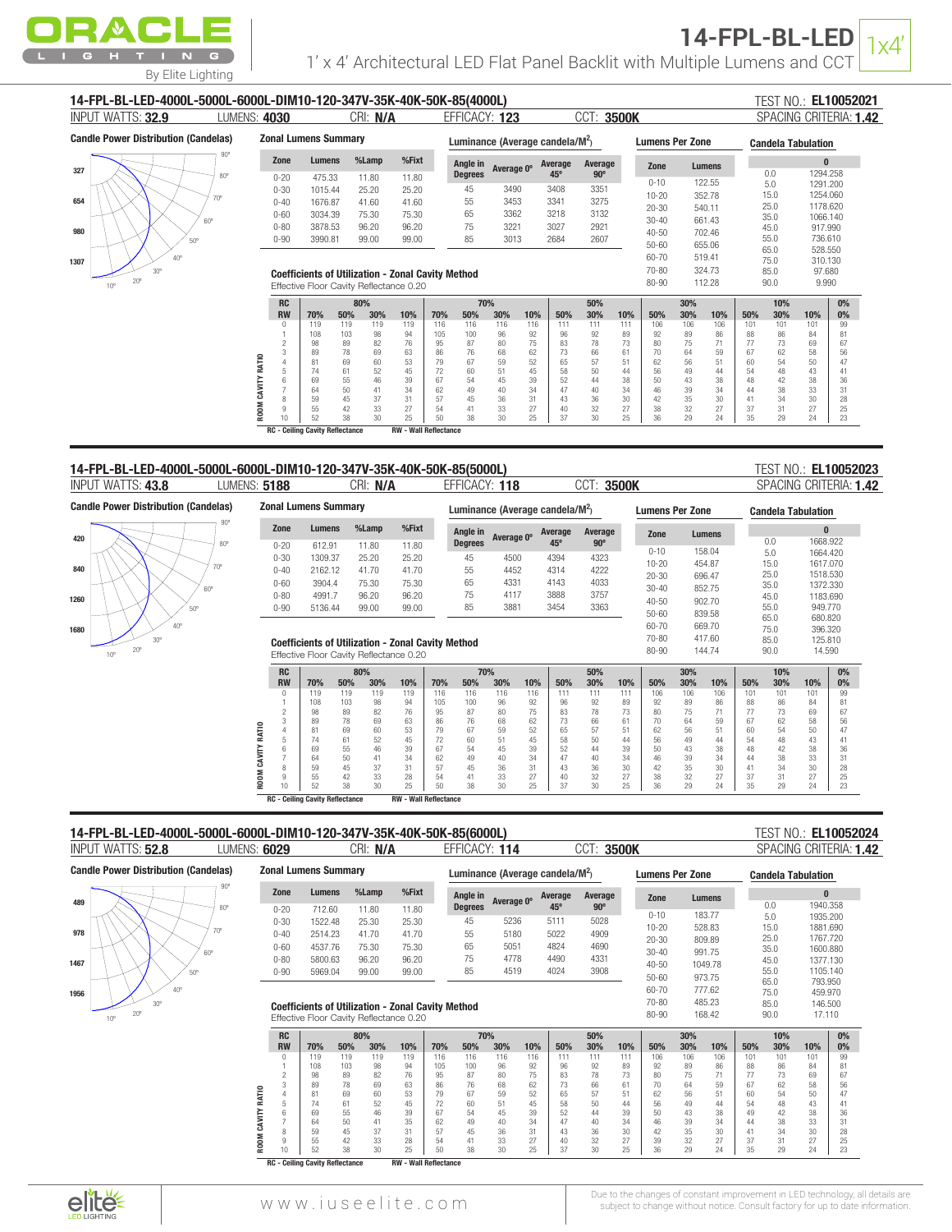# 14-FPL-BL-LED

1x4

1' x 4' Architectural LED Flat Panel Backlit with Multiple Lumens and CCT

## 14-FPL-BL-LED-4000L-5000L-6000L-DIM10-120-347V-35K-40K-50K-85(4000L)

TEST NO.: **EL10052021**

INPUT WATTS: **32.9** | LUMENS: **4030** | CRI: **N/A** | EFFICACY: **123** | CCT: **3500K** | SPACING CRITERIA: **1.42**

**Candle Power Distribution (Candelas)**

327
654
980
1307
90° 80° 70° 60° 50° 40° 30° 20° 10°

**Zonal Lumens Summary**

| Zone | Lumens | %Lamp | %Fixt |
|---|---|---|---|
| 0-20 | 475.33 | 11.80 | 11.80 |
| 0-30 | 1015.44 | 25.20 | 25.20 |
| 0-40 | 1676.87 | 41.60 | 41.60 |
| 0-60 | 3034.39 | 75.30 | 75.30 |
| 0-80 | 3878.53 | 96.20 | 96.20 |
| 0-90 | 3990.81 | 99.00 | 99.00 |

**Luminance (Average candela/M²)**

| Angle in Degrees | Average 0° | Average 45° | Average 90° |
|---|---|---|---|
| 45 | 3490 | 3408 | 3351 |
| 55 | 3453 | 3341 | 3275 |
| 65 | 3362 | 3218 | 3132 |
| 75 | 3221 | 3027 | 2921 |
| 85 | 3013 | 2684 | 2607 |

**Lumens Per Zone**

| Zone | Lumens |
|---|---|
| 0-10 | 122.55 |
| 10-20 | 352.78 |
| 20-30 | 540.11 |
| 30-40 | 661.43 |
| 40-50 | 702.46 |
| 50-60 | 655.06 |
| 60-70 | 519.41 |
| 70-80 | 324.73 |
| 80-90 | 112.28 |

**Candela Tabulation**

| | 0 |
|---|---|
| 0.0 | 1294.258 |
| 5.0 | 1291.200 |
| 15.0 | 1254.060 |
| 25.0 | 1178.620 |
| 35.0 | 1066.140 |
| 45.0 | 917.990 |
| 55.0 | 736.610 |
| 65.0 | 528.550 |
| 75.0 | 310.130 |
| 85.0 | 97.680 |
| 90.0 | 9.990 |

**Coefficients of Utilization - Zonal Cavity Method**

Effective Floor Cavity Reflectance 0.20

| RC | 80% | | | | 70% | | | | 50% | | | 30% | | | 10% | | | 0% |
|---|---|---|---|---|---|---|---|---|---|---|---|---|---|---|---|---|---|---|
| RW | 70% | 50% | 30% | 10% | 70% | 50% | 30% | 10% | 50% | 30% | 10% | 50% | 30% | 10% | 50% | 30% | 10% | 0% |
| 0 | 119 | 119 | 119 | 119 | 116 | 116 | 116 | 116 | 111 | 111 | 111 | 106 | 106 | 106 | 101 | 101 | 101 | 99 |
| 1 | 108 | 103 | 98 | 94 | 105 | 100 | 96 | 92 | 96 | 92 | 89 | 92 | 89 | 86 | 88 | 86 | 84 | 81 |
| 2 | 98 | 89 | 82 | 76 | 95 | 87 | 80 | 75 | 83 | 78 | 73 | 80 | 75 | 71 | 77 | 73 | 69 | 67 |
| 3 | 89 | 78 | 69 | 63 | 86 | 76 | 68 | 62 | 73 | 66 | 61 | 70 | 64 | 59 | 67 | 62 | 58 | 56 |
| 4 | 81 | 69 | 60 | 53 | 79 | 67 | 59 | 52 | 65 | 57 | 51 | 62 | 56 | 51 | 60 | 54 | 50 | 47 |
| 5 | 74 | 61 | 52 | 45 | 72 | 60 | 51 | 45 | 58 | 50 | 44 | 56 | 49 | 44 | 54 | 48 | 43 | 41 |
| 6 | 69 | 55 | 46 | 39 | 67 | 54 | 45 | 39 | 52 | 44 | 38 | 50 | 43 | 38 | 48 | 42 | 38 | 36 |
| 7 | 64 | 50 | 41 | 34 | 62 | 49 | 40 | 34 | 47 | 40 | 34 | 46 | 39 | 34 | 44 | 38 | 33 | 31 |
| 8 | 59 | 45 | 37 | 31 | 57 | 45 | 36 | 31 | 43 | 36 | 30 | 42 | 35 | 30 | 41 | 34 | 30 | 28 |
| 9 | 55 | 42 | 33 | 27 | 54 | 41 | 33 | 27 | 40 | 32 | 27 | 38 | 32 | 27 | 37 | 31 | 27 | 25 |
| 10 | 52 | 38 | 30 | 25 | 50 | 38 | 30 | 25 | 37 | 30 | 25 | 36 | 29 | 24 | 35 | 29 | 24 | 23 |

ROOM CAVITY RATIO

RC - Ceiling Cavity Reflectance    RW - Wall Reflectance

## 14-FPL-BL-LED-4000L-5000L-6000L-DIM10-120-347V-35K-40K-50K-85(5000L)

TEST NO.: **EL10052023**

INPUT WATTS: **43.8** | LUMENS: **5188** | CRI: **N/A** | EFFICACY: **118** | CCT: **3500K** | SPACING CRITERIA: **1.42**

**Candle Power Distribution (Candelas)**

420
840
1260
1680
90° 80° 70° 60° 50° 40° 30° 20° 10°

**Zonal Lumens Summary**

| Zone | Lumens | %Lamp | %Fixt |
|---|---|---|---|
| 0-20 | 612.91 | 11.80 | 11.80 |
| 0-30 | 1309.37 | 25.20 | 25.20 |
| 0-40 | 2162.12 | 41.70 | 41.70 |
| 0-60 | 3904.4 | 75.30 | 75.30 |
| 0-80 | 4991.7 | 96.20 | 96.20 |
| 0-90 | 5136.44 | 99.00 | 99.00 |

**Luminance (Average candela/M²)**

| Angle in Degrees | Average 0° | Average 45° | Average 90° |
|---|---|---|---|
| 45 | 4500 | 4394 | 4323 |
| 55 | 4452 | 4314 | 4222 |
| 65 | 4331 | 4143 | 4033 |
| 75 | 4117 | 3888 | 3757 |
| 85 | 3881 | 3454 | 3363 |

**Lumens Per Zone**

| Zone | Lumens |
|---|---|
| 0-10 | 158.04 |
| 10-20 | 454.87 |
| 20-30 | 696.47 |
| 30-40 | 852.75 |
| 40-50 | 902.70 |
| 50-60 | 839.58 |
| 60-70 | 669.70 |
| 70-80 | 417.60 |
| 80-90 | 144.74 |

**Candela Tabulation**

| | 0 |
|---|---|
| 0.0 | 1668.922 |
| 5.0 | 1664.420 |
| 15.0 | 1617.070 |
| 25.0 | 1518.530 |
| 35.0 | 1372.330 |
| 45.0 | 1183.690 |
| 55.0 | 949.770 |
| 65.0 | 680.820 |
| 75.0 | 396.320 |
| 85.0 | 125.810 |
| 90.0 | 14.590 |

**Coefficients of Utilization - Zonal Cavity Method**

Effective Floor Cavity Reflectance 0.20

| RC | 80% | | | | 70% | | | | 50% | | | 30% | | | 10% | | | 0% |
|---|---|---|---|---|---|---|---|---|---|---|---|---|---|---|---|---|---|---|
| RW | 70% | 50% | 30% | 10% | 70% | 50% | 30% | 10% | 50% | 30% | 10% | 50% | 30% | 10% | 50% | 30% | 10% | 0% |
| 0 | 119 | 119 | 119 | 119 | 116 | 116 | 116 | 116 | 111 | 111 | 111 | 106 | 106 | 106 | 101 | 101 | 101 | 99 |
| 1 | 108 | 103 | 98 | 94 | 105 | 100 | 96 | 92 | 96 | 92 | 89 | 92 | 89 | 86 | 88 | 86 | 84 | 81 |
| 2 | 98 | 89 | 82 | 76 | 95 | 87 | 80 | 75 | 83 | 78 | 73 | 80 | 75 | 71 | 77 | 73 | 69 | 67 |
| 3 | 89 | 78 | 69 | 63 | 86 | 76 | 68 | 62 | 73 | 66 | 61 | 70 | 64 | 59 | 67 | 62 | 58 | 56 |
| 4 | 81 | 69 | 60 | 53 | 79 | 67 | 59 | 52 | 65 | 57 | 51 | 62 | 56 | 51 | 60 | 54 | 50 | 47 |
| 5 | 74 | 61 | 52 | 45 | 72 | 60 | 51 | 45 | 58 | 50 | 44 | 56 | 49 | 44 | 54 | 48 | 43 | 41 |
| 6 | 69 | 55 | 46 | 39 | 67 | 54 | 45 | 39 | 52 | 44 | 39 | 50 | 43 | 38 | 48 | 42 | 38 | 36 |
| 7 | 64 | 50 | 41 | 34 | 62 | 49 | 40 | 34 | 47 | 40 | 34 | 46 | 39 | 34 | 44 | 38 | 33 | 31 |
| 8 | 59 | 45 | 37 | 31 | 57 | 45 | 36 | 31 | 43 | 36 | 30 | 42 | 35 | 30 | 41 | 34 | 30 | 28 |
| 9 | 55 | 42 | 33 | 28 | 54 | 41 | 33 | 27 | 40 | 32 | 27 | 38 | 32 | 27 | 37 | 31 | 27 | 25 |
| 10 | 52 | 38 | 30 | 25 | 50 | 38 | 30 | 25 | 37 | 30 | 25 | 36 | 29 | 24 | 35 | 29 | 24 | 23 |

ROOM CAVITY RATIO

RC - Ceiling Cavity Reflectance    RW - Wall Reflectance

## 14-FPL-BL-LED-4000L-5000L-6000L-DIM10-120-347V-35K-40K-50K-85(6000L)

TEST NO.: **EL10052024**

INPUT WATTS: **52.8** | LUMENS: **6029** | CRI: **N/A** | EFFICACY: **114** | CCT: **3500K** | SPACING CRITERIA: **1.42**

**Candle Power Distribution (Candelas)**

489
978
1467
1956
90° 80° 70° 60° 50° 40° 30° 20° 10°

**Zonal Lumens Summary**

| Zone | Lumens | %Lamp | %Fixt |
|---|---|---|---|
| 0-20 | 712.60 | 11.80 | 11.80 |
| 0-30 | 1522.48 | 25.30 | 25.30 |
| 0-40 | 2514.23 | 41.70 | 41.70 |
| 0-60 | 4537.76 | 75.30 | 75.30 |
| 0-80 | 5800.63 | 96.20 | 96.20 |
| 0-90 | 5969.04 | 99.00 | 99.00 |

**Luminance (Average candela/M²)**

| Angle in Degrees | Average 0° | Average 45° | Average 90° |
|---|---|---|---|
| 45 | 5236 | 5111 | 5028 |
| 55 | 5180 | 5022 | 4909 |
| 65 | 5051 | 4824 | 4690 |
| 75 | 4778 | 4490 | 4331 |
| 85 | 4519 | 4024 | 3908 |

**Lumens Per Zone**

| Zone | Lumens |
|---|---|
| 0-10 | 183.77 |
| 10-20 | 528.83 |
| 20-30 | 809.89 |
| 30-40 | 991.75 |
| 40-50 | 1049.78 |
| 50-60 | 973.75 |
| 60-70 | 777.62 |
| 70-80 | 485.23 |
| 80-90 | 168.42 |

**Candela Tabulation**

| | 0 |
|---|---|
| 0.0 | 1940.358 |
| 5.0 | 1935.200 |
| 15.0 | 1881.690 |
| 25.0 | 1767.720 |
| 35.0 | 1600.880 |
| 45.0 | 1377.130 |
| 55.0 | 1105.140 |
| 65.0 | 793.950 |
| 75.0 | 459.970 |
| 85.0 | 146.500 |
| 90.0 | 17.110 |

**Coefficients of Utilization - Zonal Cavity Method**

Effective Floor Cavity Reflectance 0.20

| RC | 80% | | | | 70% | | | | 50% | | | 30% | | | 10% | | | 0% |
|---|---|---|---|---|---|---|---|---|---|---|---|---|---|---|---|---|---|---|
| RW | 70% | 50% | 30% | 10% | 70% | 50% | 30% | 10% | 50% | 30% | 10% | 50% | 30% | 10% | 50% | 30% | 10% | 0% |
| 0 | 119 | 119 | 119 | 119 | 116 | 116 | 116 | 116 | 111 | 111 | 111 | 106 | 106 | 106 | 101 | 101 | 101 | 99 |
| 1 | 108 | 103 | 98 | 94 | 105 | 100 | 96 | 92 | 96 | 92 | 89 | 92 | 89 | 86 | 88 | 86 | 84 | 81 |
| 2 | 98 | 89 | 82 | 76 | 95 | 87 | 80 | 75 | 83 | 78 | 73 | 80 | 75 | 71 | 77 | 73 | 69 | 67 |
| 3 | 89 | 78 | 69 | 63 | 86 | 76 | 68 | 62 | 73 | 66 | 61 | 70 | 64 | 59 | 67 | 62 | 58 | 56 |
| 4 | 81 | 69 | 60 | 53 | 79 | 67 | 59 | 52 | 65 | 57 | 51 | 62 | 56 | 51 | 60 | 54 | 50 | 47 |
| 5 | 74 | 61 | 52 | 45 | 72 | 60 | 51 | 45 | 58 | 50 | 44 | 56 | 49 | 44 | 54 | 48 | 43 | 41 |
| 6 | 69 | 55 | 46 | 39 | 67 | 54 | 45 | 39 | 52 | 44 | 39 | 50 | 43 | 38 | 49 | 42 | 38 | 36 |
| 7 | 64 | 50 | 41 | 35 | 62 | 49 | 40 | 34 | 47 | 40 | 34 | 46 | 39 | 34 | 44 | 38 | 33 | 31 |
| 8 | 59 | 45 | 37 | 31 | 57 | 45 | 36 | 31 | 43 | 36 | 30 | 42 | 35 | 30 | 41 | 34 | 30 | 28 |
| 9 | 55 | 42 | 33 | 28 | 54 | 41 | 33 | 27 | 40 | 32 | 27 | 39 | 32 | 27 | 37 | 31 | 27 | 25 |
| 10 | 52 | 38 | 30 | 25 | 50 | 38 | 30 | 25 | 37 | 30 | 25 | 36 | 29 | 24 | 35 | 29 | 24 | 23 |

ROOM CAVITY RATIO

RC - Ceiling Cavity Reflectance    RW - Wall Reflectance

www.iuseelite.com

Due to the changes of constant improvement in LED technology, all details are subject to change without notice. Consult factory for up to date information.